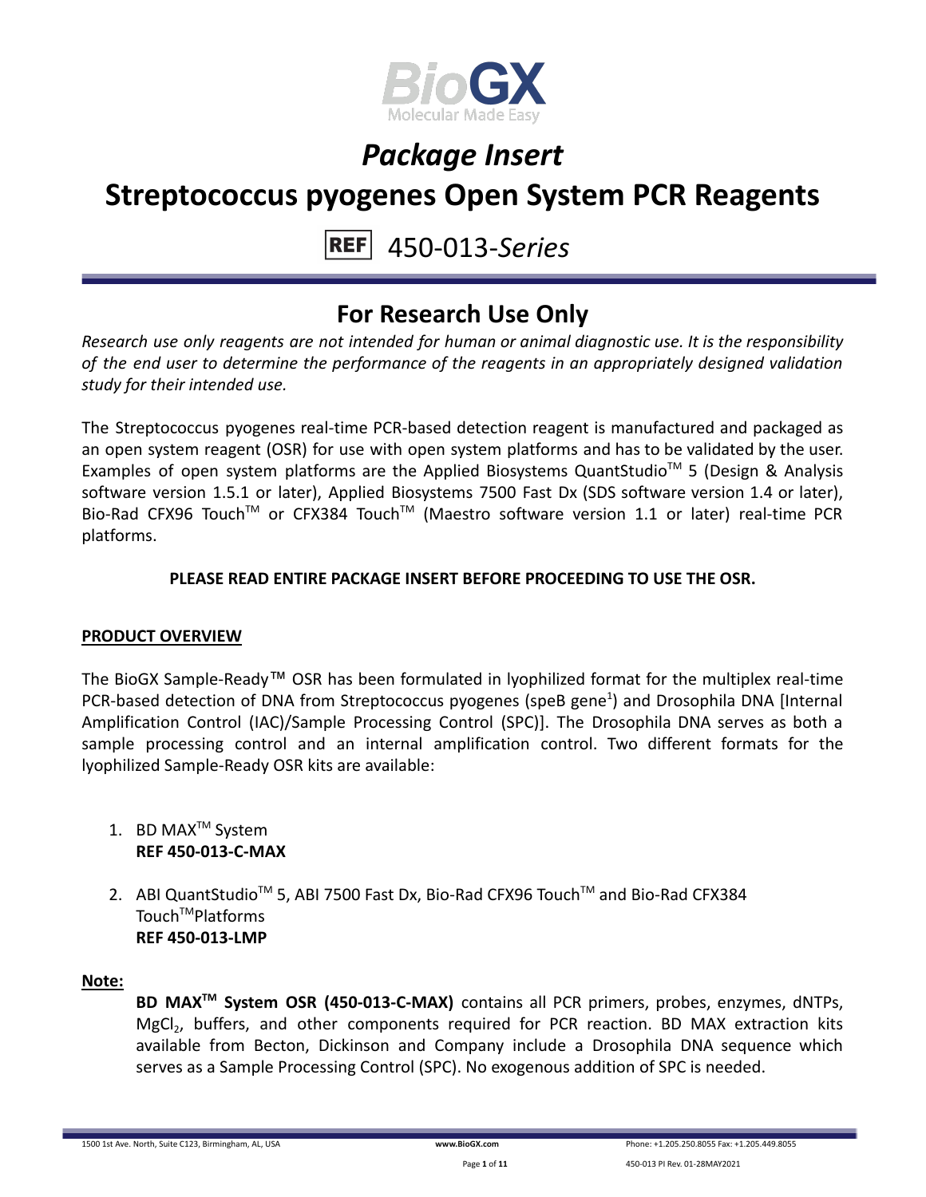# *Package Insert*

# Streptococcus pyogenes Open System PCR Reagents

**REF** 450-013-*Series*

## For Research Use Only

*Research use only reagents are not intended for human or animal diagnostic use. It is the responsibility of the end user to determine the performance of the reagents in an appropriately designed validation study for their intended use.*

The Streptococcus pyogenes real-time PCR-based detection reagent is manufactured and packaged as an open system reagent (OSR) for use with open system platforms and has to be validated by the user. Examples of open system platforms are the Applied Biosystems QuantStudio™ 5 (Design & Analysis software version 1.5.1 or later), Applied Biosystems 7500 Fast Dx (SDS software version 1.4 or later), Bio-Rad CFX96 Touch™ or CFX384 Touch™ (Maestro software version 1.1 or later) real-time PCR platforms.

**PLEASE READ ENTIRE PACKAGE INSERT BEFORE PROCEEDING TO USE THE OSR.**

### PRODUCT OVERVIEW

The BioGX Sample-Ready™ OSR has been formulated in lyophilized format for the multiplex real-time PCR-based detection of DNA from Streptococcus pyogenes (speB gene[1]) and Drosophila DNA [Internal Amplification Control (IAC)/Sample Processing Control (SPC)]. The Drosophila DNA serves as both a sample processing control and an internal amplification control. Two different formats for the lyophilized Sample-Ready OSR kits are available:

1. BD MAX™ System
   **REF 450-013-C-MAX**

2. ABI QuantStudio™ 5, ABI 7500 Fast Dx, Bio-Rad CFX96 Touch™ and Bio-Rad CFX384 Touch™Platforms
   **REF 450-013-LMP**

**Note:**

**BD MAX™ System OSR (450-013-C-MAX)** contains all PCR primers, probes, enzymes, dNTPs, $MgCl_2$, buffers, and other components required for PCR reaction. BD MAX extraction kits available from Becton, Dickinson and Company include a Drosophila DNA sequence which serves as a Sample Processing Control (SPC). No exogenous addition of SPC is needed.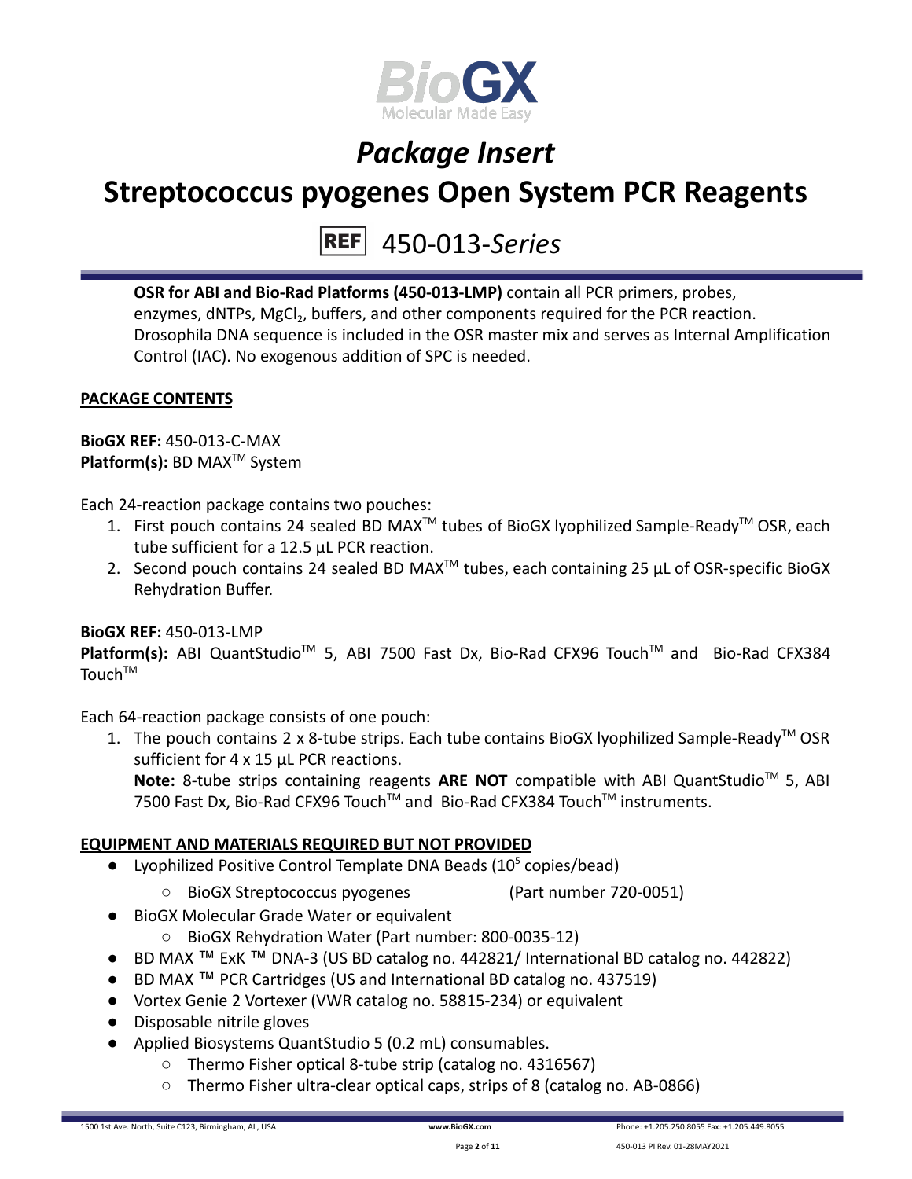# Package Insert

# Streptococcus pyogenes Open System PCR Reagents

REF 450-013-*Series*

**OSR for ABI and Bio-Rad Platforms (450-013-LMP)** contain all PCR primers, probes, enzymes, dNTPs, $MgCl_2$, buffers, and other components required for the PCR reaction. Drosophila DNA sequence is included in the OSR master mix and serves as Internal Amplification Control (IAC). No exogenous addition of SPC is needed.

## PACKAGE CONTENTS

**BioGX REF:** 450-013-C-MAX
**Platform(s):** BD MAX™ System

Each 24-reaction package contains two pouches:

1. First pouch contains 24 sealed BD MAX™ tubes of BioGX lyophilized Sample-Ready™ OSR, each tube sufficient for a 12.5 µL PCR reaction.
2. Second pouch contains 24 sealed BD MAX™ tubes, each containing 25 µL of OSR-specific BioGX Rehydration Buffer.

**BioGX REF:** 450-013-LMP
**Platform(s):** ABI QuantStudio™ 5, ABI 7500 Fast Dx, Bio-Rad CFX96 Touch™ and Bio-Rad CFX384 Touch™

Each 64-reaction package consists of one pouch:

1. The pouch contains 2 x 8-tube strips. Each tube contains BioGX lyophilized Sample-Ready™ OSR sufficient for 4 x 15 µL PCR reactions.
   **Note:** 8-tube strips containing reagents **ARE NOT** compatible with ABI QuantStudio™ 5, ABI 7500 Fast Dx, Bio-Rad CFX96 Touch™ and Bio-Rad CFX384 Touch™ instruments.

## EQUIPMENT AND MATERIALS REQUIRED BUT NOT PROVIDED

- Lyophilized Positive Control Template DNA Beads ($10^5$ copies/bead)
  - BioGX Streptococcus pyogenes (Part number 720-0051)
- BioGX Molecular Grade Water or equivalent
  - BioGX Rehydration Water (Part number: 800-0035-12)
- BD MAX ™ ExK ™ DNA-3 (US BD catalog no. 442821/ International BD catalog no. 442822)
- BD MAX ™ PCR Cartridges (US and International BD catalog no. 437519)
- Vortex Genie 2 Vortexer (VWR catalog no. 58815-234) or equivalent
- Disposable nitrile gloves
- Applied Biosystems QuantStudio 5 (0.2 mL) consumables.
  - Thermo Fisher optical 8-tube strip (catalog no. 4316567)
  - Thermo Fisher ultra-clear optical caps, strips of 8 (catalog no. AB-0866)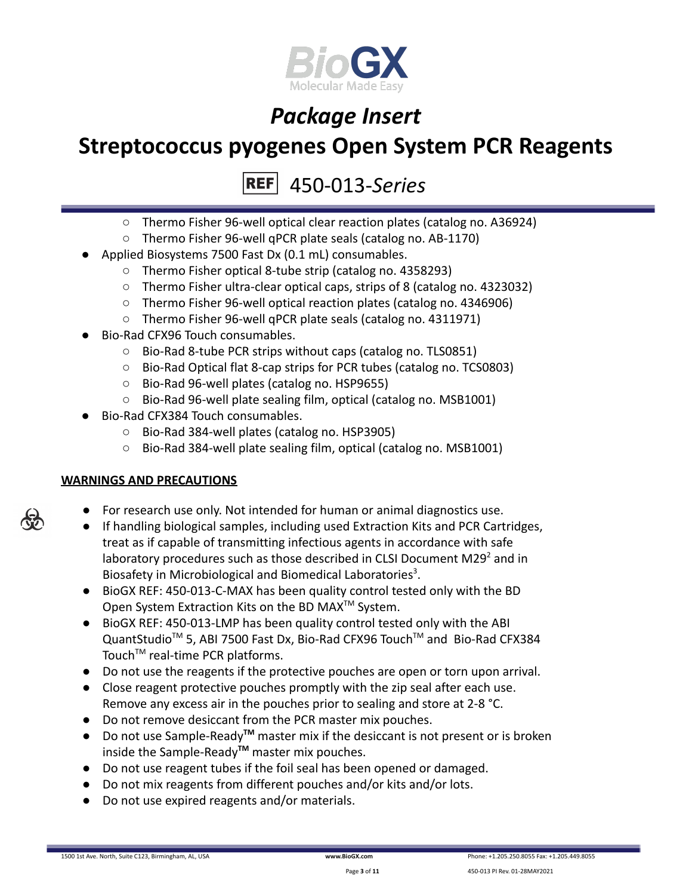- Thermo Fisher 96-well optical clear reaction plates (catalog no. A36924)
  - Thermo Fisher 96-well qPCR plate seals (catalog no. AB-1170)
- Applied Biosystems 7500 Fast Dx (0.1 mL) consumables.
  - Thermo Fisher optical 8-tube strip (catalog no. 4358293)
  - Thermo Fisher ultra-clear optical caps, strips of 8 (catalog no. 4323032)
  - Thermo Fisher 96-well optical reaction plates (catalog no. 4346906)
  - Thermo Fisher 96-well qPCR plate seals (catalog no. 4311971)
- Bio-Rad CFX96 Touch consumables.
  - Bio-Rad 8-tube PCR strips without caps (catalog no. TLS0851)
  - Bio-Rad Optical flat 8-cap strips for PCR tubes (catalog no. TCS0803)
  - Bio-Rad 96-well plates (catalog no. HSP9655)
  - Bio-Rad 96-well plate sealing film, optical (catalog no. MSB1001)
- Bio-Rad CFX384 Touch consumables.
  - Bio-Rad 384-well plates (catalog no. HSP3905)
  - Bio-Rad 384-well plate sealing film, optical (catalog no. MSB1001)

## WARNINGS AND PRECAUTIONS

- For research use only. Not intended for human or animal diagnostics use.
- If handling biological samples, including used Extraction Kits and PCR Cartridges, treat as if capable of transmitting infectious agents in accordance with safe laboratory procedures such as those described in CLSI Document M29[2] and in Biosafety in Microbiological and Biomedical Laboratories[3].
- BioGX REF: 450-013-C-MAX has been quality control tested only with the BD Open System Extraction Kits on the BD MAX™ System.
- BioGX REF: 450-013-LMP has been quality control tested only with the ABI QuantStudio™ 5, ABI 7500 Fast Dx, Bio-Rad CFX96 Touch™ and Bio-Rad CFX384 Touch™ real-time PCR platforms.
- Do not use the reagents if the protective pouches are open or torn upon arrival.
- Close reagent protective pouches promptly with the zip seal after each use. Remove any excess air in the pouches prior to sealing and store at 2-8 °C.
- Do not remove desiccant from the PCR master mix pouches.
- Do not use Sample-Ready**™** master mix if the desiccant is not present or is broken inside the Sample-Ready**™** master mix pouches.
- Do not use reagent tubes if the foil seal has been opened or damaged.
- Do not mix reagents from different pouches and/or kits and/or lots.
- Do not use expired reagents and/or materials.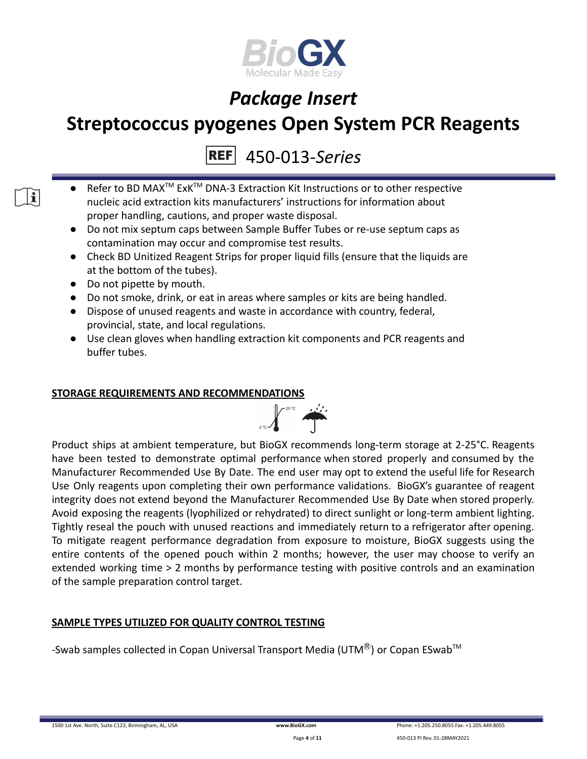- Refer to BD MAX™ ExK™ DNA-3 Extraction Kit Instructions or to other respective nucleic acid extraction kits manufacturers' instructions for information about proper handling, cautions, and proper waste disposal.
- Do not mix septum caps between Sample Buffer Tubes or re-use septum caps as contamination may occur and compromise test results.
- Check BD Unitized Reagent Strips for proper liquid fills (ensure that the liquids are at the bottom of the tubes).
- Do not pipette by mouth.
- Do not smoke, drink, or eat in areas where samples or kits are being handled.
- Dispose of unused reagents and waste in accordance with country, federal, provincial, state, and local regulations.
- Use clean gloves when handling extraction kit components and PCR reagents and buffer tubes.

## STORAGE REQUIREMENTS AND RECOMMENDATIONS

Product ships at ambient temperature, but BioGX recommends long-term storage at 2-25°C. Reagents have been tested to demonstrate optimal performance when stored properly and consumed by the Manufacturer Recommended Use By Date. The end user may opt to extend the useful life for Research Use Only reagents upon completing their own performance validations. BioGX's guarantee of reagent integrity does not extend beyond the Manufacturer Recommended Use By Date when stored properly. Avoid exposing the reagents (lyophilized or rehydrated) to direct sunlight or long-term ambient lighting. Tightly reseal the pouch with unused reactions and immediately return to a refrigerator after opening. To mitigate reagent performance degradation from exposure to moisture, BioGX suggests using the entire contents of the opened pouch within 2 months; however, the user may choose to verify an extended working time > 2 months by performance testing with positive controls and an examination of the sample preparation control target.

## SAMPLE TYPES UTILIZED FOR QUALITY CONTROL TESTING

-Swab samples collected in Copan Universal Transport Media (UTM®) or Copan ESwab™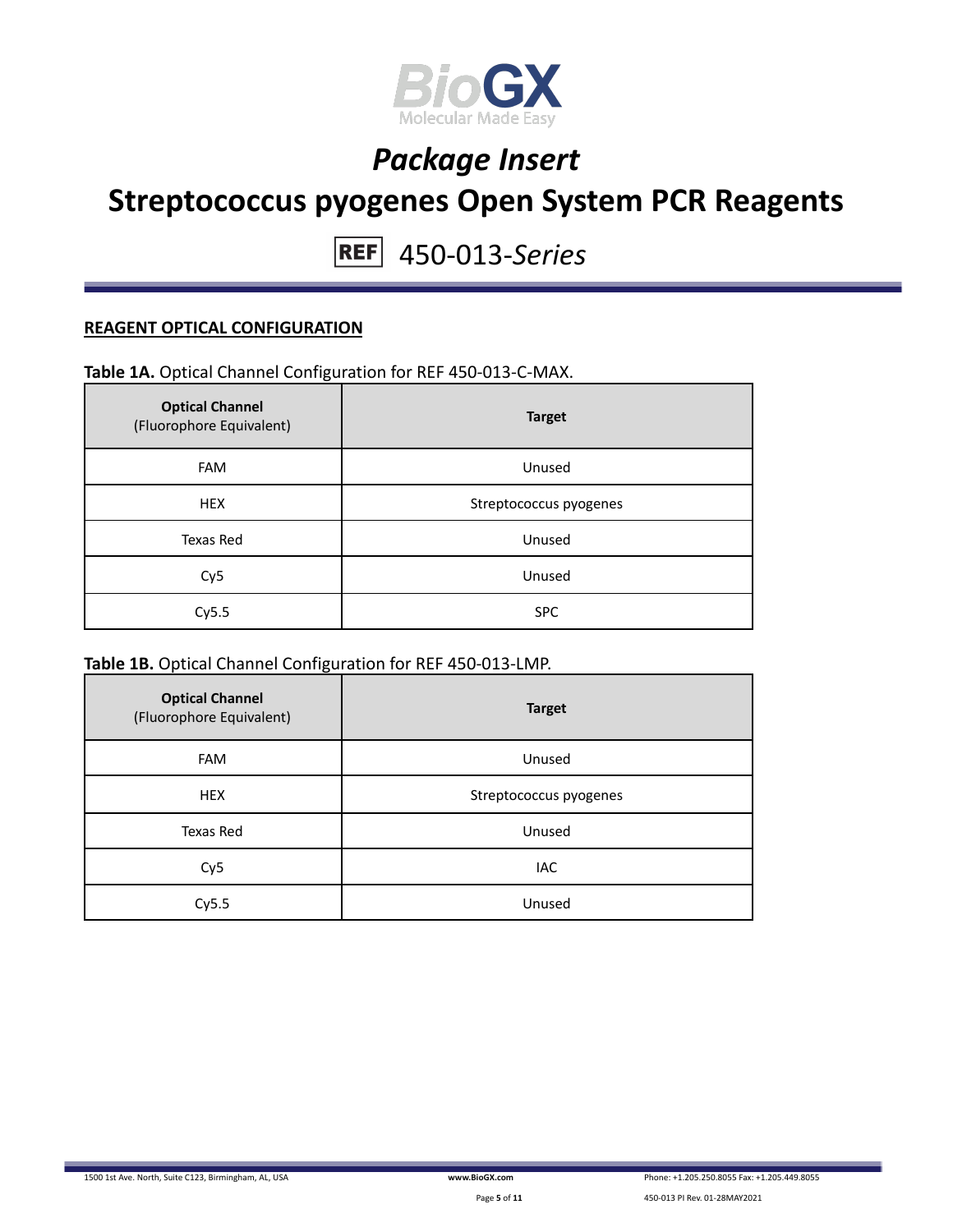## REAGENT OPTICAL CONFIGURATION

**Table 1A.** Optical Channel Configuration for REF 450-013-C-MAX.

| **Optical Channel** (Fluorophore Equivalent) | **Target** |
|---|---|
| FAM | Unused |
| HEX | Streptococcus pyogenes |
| Texas Red | Unused |
| Cy5 | Unused |
| Cy5.5 | SPC |

**Table 1B.** Optical Channel Configuration for REF 450-013-LMP.

| **Optical Channel** (Fluorophore Equivalent) | **Target** |
|---|---|
| FAM | Unused |
| HEX | Streptococcus pyogenes |
| Texas Red | Unused |
| Cy5 | IAC |
| Cy5.5 | Unused |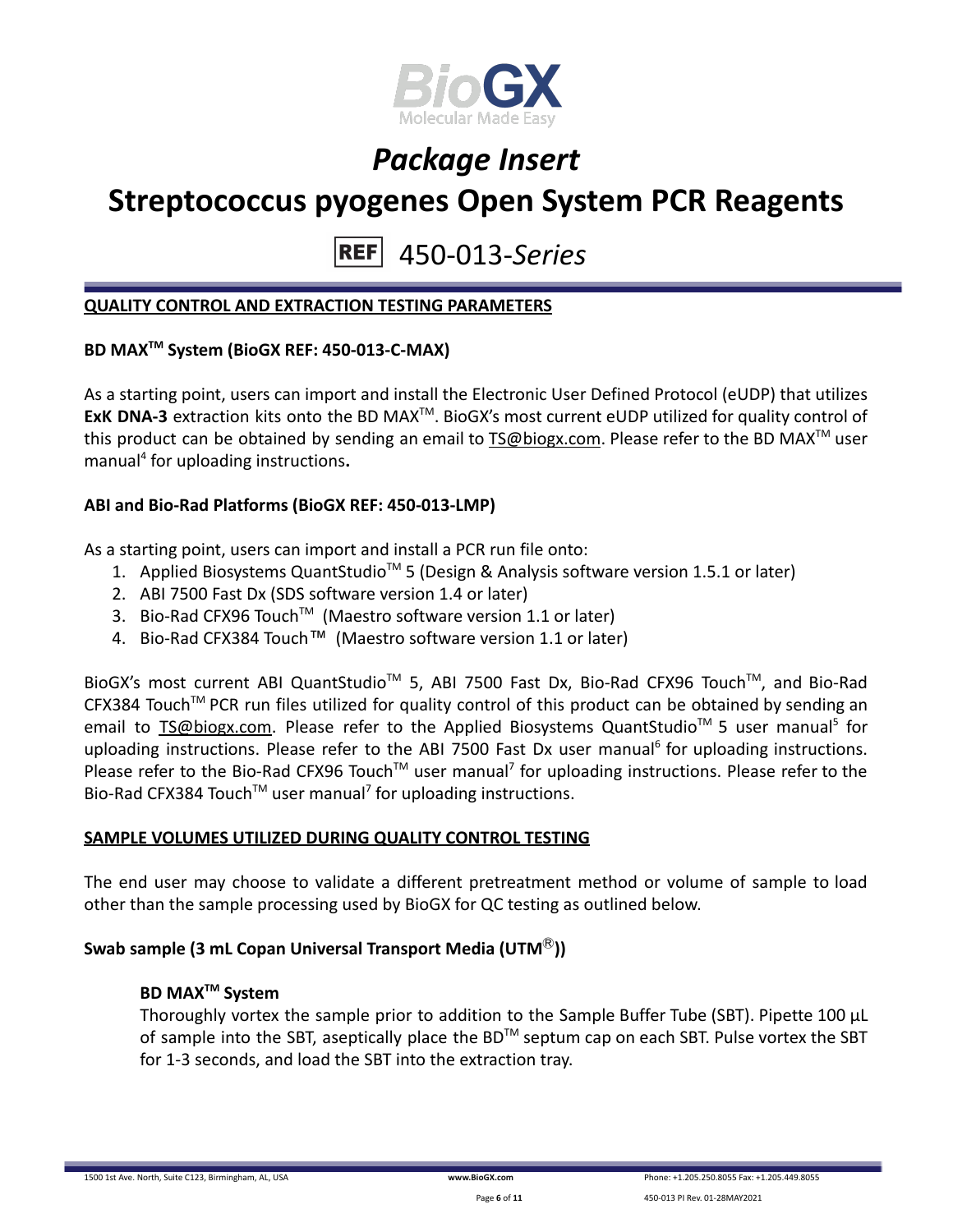## QUALITY CONTROL AND EXTRACTION TESTING PARAMETERS

### BD MAX™ System (BioGX REF: 450-013-C-MAX)

As a starting point, users can import and install the Electronic User Defined Protocol (eUDP) that utilizes **ExK DNA-3** extraction kits onto the BD MAX™. BioGX's most current eUDP utilized for quality control of this product can be obtained by sending an email to TS@biogx.com. Please refer to the BD MAX™ user manual[4] for uploading instructions**.**

### ABI and Bio-Rad Platforms (BioGX REF: 450-013-LMP)

As a starting point, users can import and install a PCR run file onto:

1. Applied Biosystems QuantStudio™ 5 (Design & Analysis software version 1.5.1 or later)
2. ABI 7500 Fast Dx (SDS software version 1.4 or later)
3. Bio-Rad CFX96 Touch™ (Maestro software version 1.1 or later)
4. Bio-Rad CFX384 Touch™ (Maestro software version 1.1 or later)

BioGX's most current ABI QuantStudio™ 5, ABI 7500 Fast Dx, Bio-Rad CFX96 Touch™, and Bio-Rad CFX384 Touch™ PCR run files utilized for quality control of this product can be obtained by sending an email to TS@biogx.com. Please refer to the Applied Biosystems QuantStudio™ 5 user manual[5] for uploading instructions. Please refer to the ABI 7500 Fast Dx user manual[6] for uploading instructions. Please refer to the Bio-Rad CFX96 Touch™ user manual[7] for uploading instructions. Please refer to the Bio-Rad CFX384 Touch™ user manual[7] for uploading instructions.

## SAMPLE VOLUMES UTILIZED DURING QUALITY CONTROL TESTING

The end user may choose to validate a different pretreatment method or volume of sample to load other than the sample processing used by BioGX for QC testing as outlined below.

### Swab sample (3 mL Copan Universal Transport Media (UTM®))

#### BD MAX™ System

Thoroughly vortex the sample prior to addition to the Sample Buffer Tube (SBT). Pipette 100 µL of sample into the SBT, aseptically place the BD™ septum cap on each SBT. Pulse vortex the SBT for 1-3 seconds, and load the SBT into the extraction tray.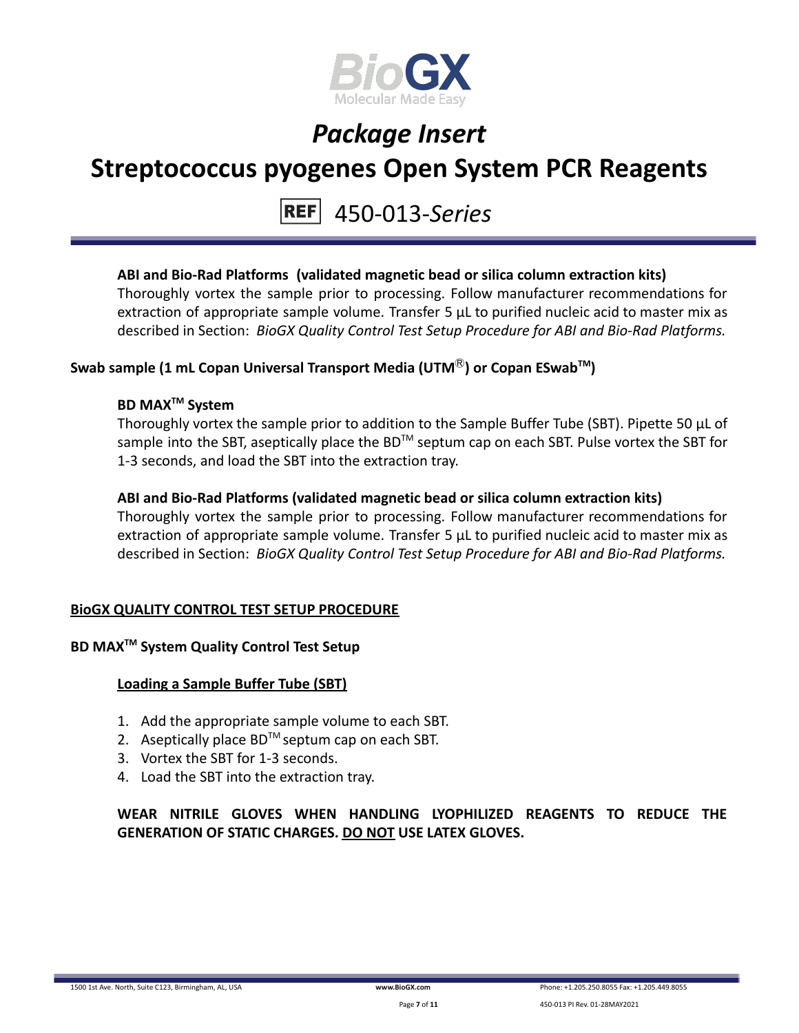**ABI and Bio-Rad Platforms (validated magnetic bead or silica column extraction kits)**
Thoroughly vortex the sample prior to processing. Follow manufacturer recommendations for extraction of appropriate sample volume. Transfer 5 µL to purified nucleic acid to master mix as described in Section: *BioGX Quality Control Test Setup Procedure for ABI and Bio-Rad Platforms.*

**Swab sample (1 mL Copan Universal Transport Media (UTM®) or Copan ESwab™)**

**BD MAX™ System**
Thoroughly vortex the sample prior to addition to the Sample Buffer Tube (SBT). Pipette 50 µL of sample into the SBT, aseptically place the BD™ septum cap on each SBT. Pulse vortex the SBT for 1-3 seconds, and load the SBT into the extraction tray.

**ABI and Bio-Rad Platforms (validated magnetic bead or silica column extraction kits)**
Thoroughly vortex the sample prior to processing. Follow manufacturer recommendations for extraction of appropriate sample volume. Transfer 5 µL to purified nucleic acid to master mix as described in Section: *BioGX Quality Control Test Setup Procedure for ABI and Bio-Rad Platforms.*

## BioGX QUALITY CONTROL TEST SETUP PROCEDURE

### BD MAX™ System Quality Control Test Setup

#### Loading a Sample Buffer Tube (SBT)

1. Add the appropriate sample volume to each SBT.
2. Aseptically place BD™ septum cap on each SBT.
3. Vortex the SBT for 1-3 seconds.
4. Load the SBT into the extraction tray.

**WEAR NITRILE GLOVES WHEN HANDLING LYOPHILIZED REAGENTS TO REDUCE THE GENERATION OF STATIC CHARGES. DO NOT USE LATEX GLOVES.**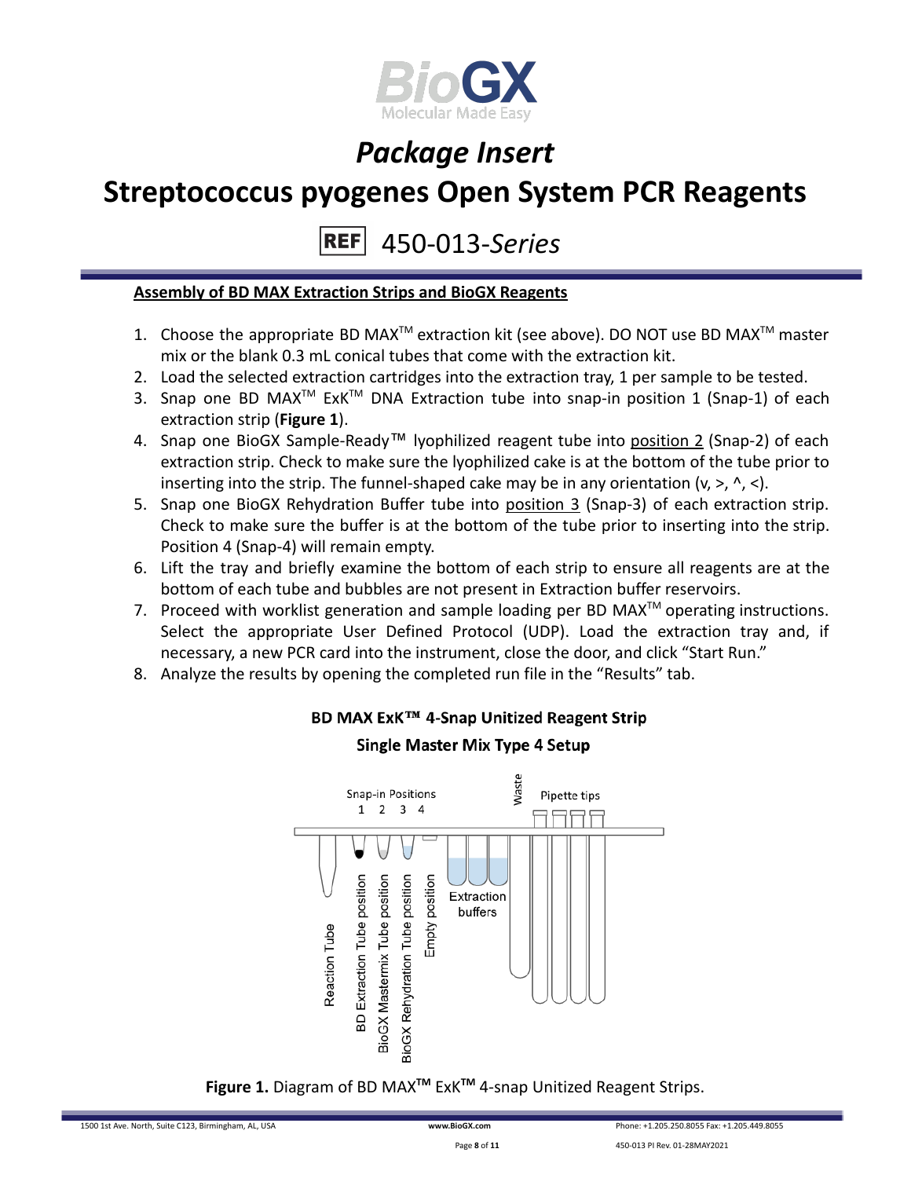# Package Insert

# Streptococcus pyogenes Open System PCR Reagents

REF 450-013-*Series*

**Assembly of BD MAX Extraction Strips and BioGX Reagents**

1. Choose the appropriate BD MAX™ extraction kit (see above). DO NOT use BD MAX™ master mix or the blank 0.3 mL conical tubes that come with the extraction kit.
2. Load the selected extraction cartridges into the extraction tray, 1 per sample to be tested.
3. Snap one BD MAX™ ExK™ DNA Extraction tube into snap-in position 1 (Snap-1) of each extraction strip (**Figure 1**).
4. Snap one BioGX Sample-Ready™ lyophilized reagent tube into position 2 (Snap-2) of each extraction strip. Check to make sure the lyophilized cake is at the bottom of the tube prior to inserting into the strip. The funnel-shaped cake may be in any orientation (v, >, ^, <).
5. Snap one BioGX Rehydration Buffer tube into position 3 (Snap-3) of each extraction strip. Check to make sure the buffer is at the bottom of the tube prior to inserting into the strip. Position 4 (Snap-4) will remain empty.
6. Lift the tray and briefly examine the bottom of each strip to ensure all reagents are at the bottom of each tube and bubbles are not present in Extraction buffer reservoirs.
7. Proceed with worklist generation and sample loading per BD MAX™ operating instructions. Select the appropriate User Defined Protocol (UDP). Load the extraction tray and, if necessary, a new PCR card into the instrument, close the door, and click "Start Run."
8. Analyze the results by opening the completed run file in the "Results" tab.

**BD MAX ExK™ 4-Snap Unitized Reagent Strip**

**Single Master Mix Type 4 Setup**

Snap-in Positions 1 2 3 4 | Waste | Pipette tips | Reaction Tube | BD Extraction Tube position | BioGX Mastermix Tube position | BioGX Rehydration Tube position | Empty position | Extraction buffers

**Figure 1.** Diagram of BD MAX™ ExK™ 4-snap Unitized Reagent Strips.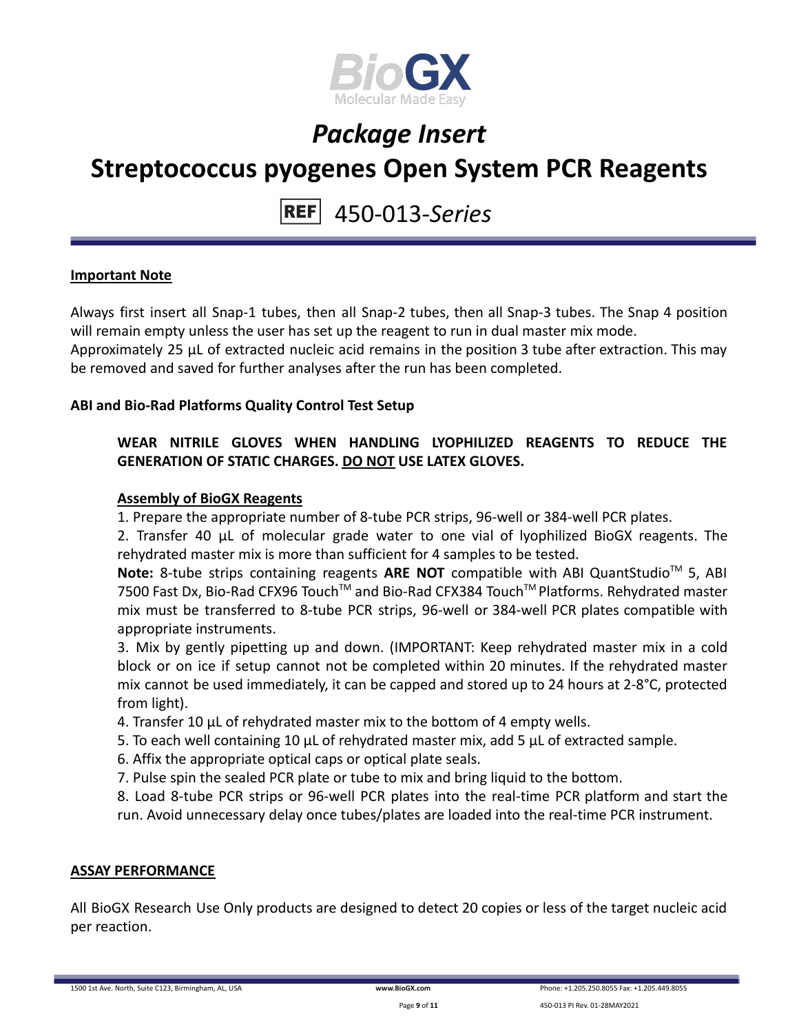**Important Note**

Always first insert all Snap-1 tubes, then all Snap-2 tubes, then all Snap-3 tubes. The Snap 4 position will remain empty unless the user has set up the reagent to run in dual master mix mode.
Approximately 25 µL of extracted nucleic acid remains in the position 3 tube after extraction. This may be removed and saved for further analyses after the run has been completed.

**ABI and Bio-Rad Platforms Quality Control Test Setup**

**WEAR NITRILE GLOVES WHEN HANDLING LYOPHILIZED REAGENTS TO REDUCE THE GENERATION OF STATIC CHARGES. DO NOT USE LATEX GLOVES.**

**Assembly of BioGX Reagents**

1. Prepare the appropriate number of 8-tube PCR strips, 96-well or 384-well PCR plates.
2. Transfer 40 µL of molecular grade water to one vial of lyophilized BioGX reagents. The rehydrated master mix is more than sufficient for 4 samples to be tested.
**Note:** 8-tube strips containing reagents **ARE NOT** compatible with ABI QuantStudio™ 5, ABI 7500 Fast Dx, Bio-Rad CFX96 Touch™ and Bio-Rad CFX384 Touch™ Platforms. Rehydrated master mix must be transferred to 8-tube PCR strips, 96-well or 384-well PCR plates compatible with appropriate instruments.
3. Mix by gently pipetting up and down. (IMPORTANT: Keep rehydrated master mix in a cold block or on ice if setup cannot not be completed within 20 minutes. If the rehydrated master mix cannot be used immediately, it can be capped and stored up to 24 hours at 2-8°C, protected from light).
4. Transfer 10 µL of rehydrated master mix to the bottom of 4 empty wells.
5. To each well containing 10 µL of rehydrated master mix, add 5 µL of extracted sample.
6. Affix the appropriate optical caps or optical plate seals.
7. Pulse spin the sealed PCR plate or tube to mix and bring liquid to the bottom.
8. Load 8-tube PCR strips or 96-well PCR plates into the real-time PCR platform and start the run. Avoid unnecessary delay once tubes/plates are loaded into the real-time PCR instrument.

**ASSAY PERFORMANCE**

All BioGX Research Use Only products are designed to detect 20 copies or less of the target nucleic acid per reaction.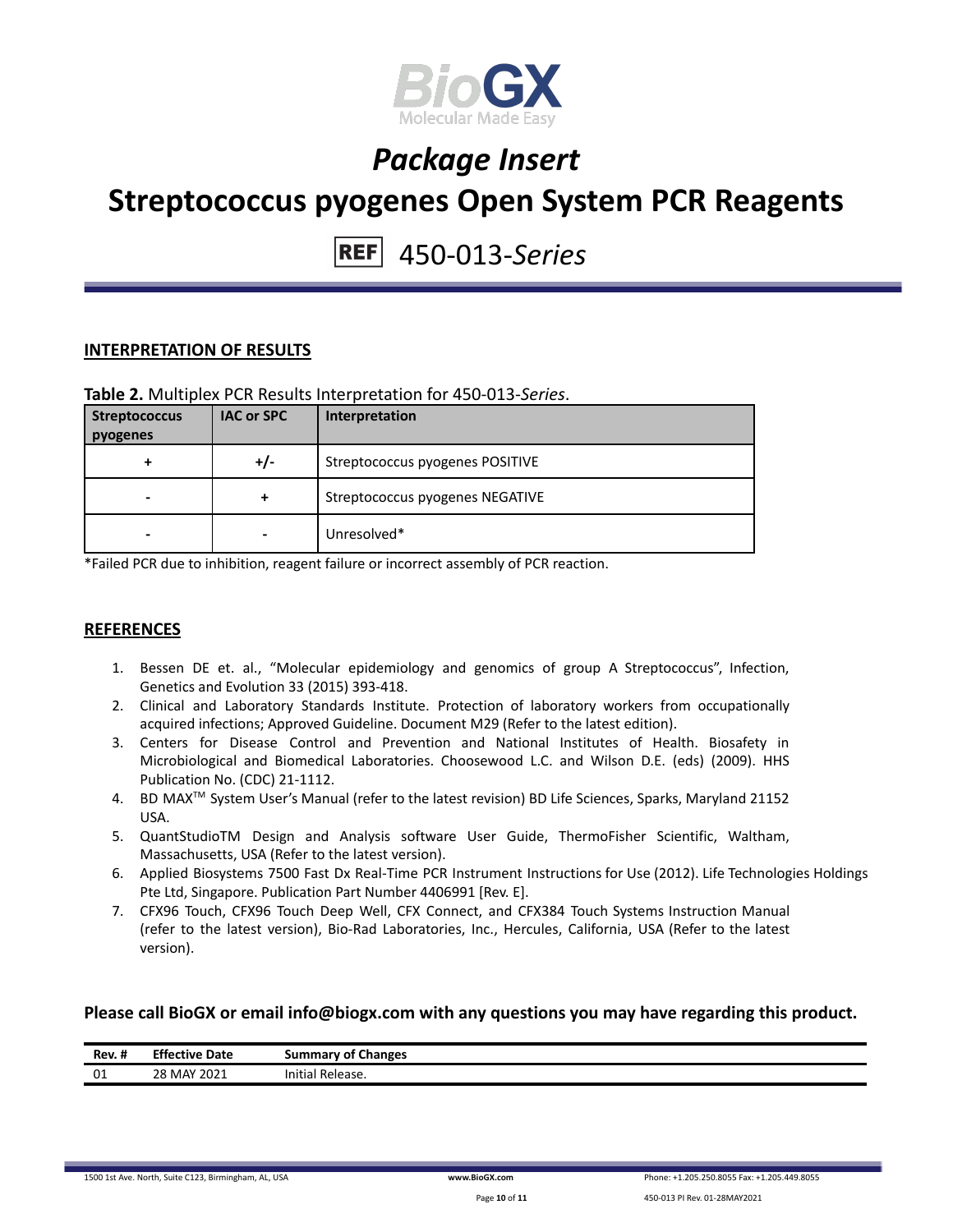## INTERPRETATION OF RESULTS

**Table 2.** Multiplex PCR Results Interpretation for 450-013-*Series*.

| Streptococcus pyogenes | IAC or SPC | Interpretation |
|---|---|---|
| + | +/- | Streptococcus pyogenes POSITIVE |
| - | + | Streptococcus pyogenes NEGATIVE |
| - | - | Unresolved* |

*Failed PCR due to inhibition, reagent failure or incorrect assembly of PCR reaction.

## REFERENCES

1. Bessen DE et. al., "Molecular epidemiology and genomics of group A Streptococcus", Infection, Genetics and Evolution 33 (2015) 393-418.
2. Clinical and Laboratory Standards Institute. Protection of laboratory workers from occupationally acquired infections; Approved Guideline. Document M29 (Refer to the latest edition).
3. Centers for Disease Control and Prevention and National Institutes of Health. Biosafety in Microbiological and Biomedical Laboratories. Choosewood L.C. and Wilson D.E. (eds) (2009). HHS Publication No. (CDC) 21-1112.
4. BD MAX™ System User's Manual (refer to the latest revision) BD Life Sciences, Sparks, Maryland 21152 USA.
5. QuantStudioTM Design and Analysis software User Guide, ThermoFisher Scientific, Waltham, Massachusetts, USA (Refer to the latest version).
6. Applied Biosystems 7500 Fast Dx Real-Time PCR Instrument Instructions for Use (2012). Life Technologies Holdings Pte Ltd, Singapore. Publication Part Number 4406991 [Rev. E].
7. CFX96 Touch, CFX96 Touch Deep Well, CFX Connect, and CFX384 Touch Systems Instruction Manual (refer to the latest version), Bio-Rad Laboratories, Inc., Hercules, California, USA (Refer to the latest version).

**Please call BioGX or email info@biogx.com with any questions you may have regarding this product.**

| Rev. # | Effective Date | Summary of Changes |
|---|---|---|
| 01 | 28 MAY 2021 | Initial Release. |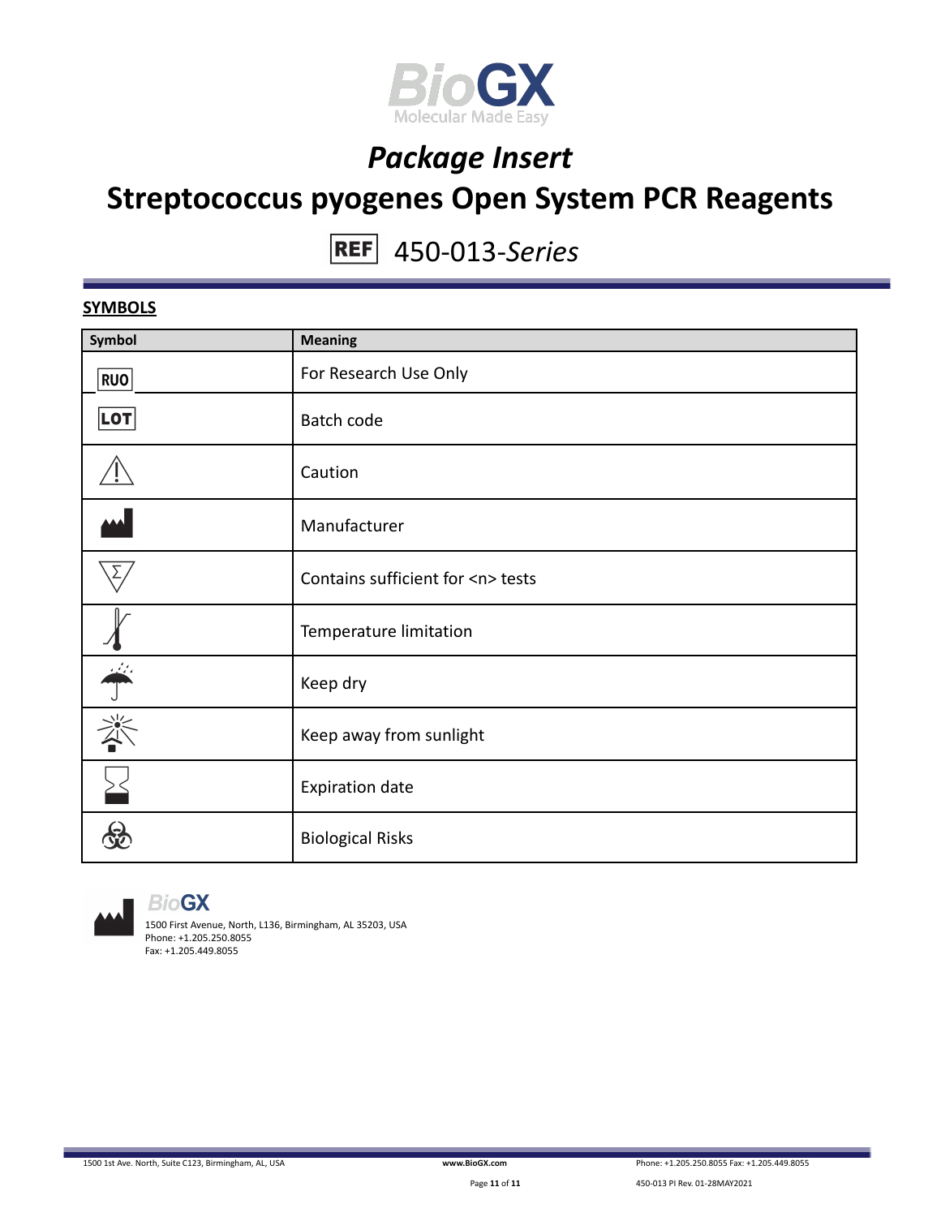# Package Insert

## Streptococcus pyogenes Open System PCR Reagents

REF 450-013-*Series*

**SYMBOLS**

| Symbol | Meaning |
|---|---|
| RUO | For Research Use Only |
| LOT | Batch code |
| | Caution |
| | Manufacturer |
| | Contains sufficient for <n> tests |
| | Temperature limitation |
| | Keep dry |
| | Keep away from sunlight |
| | Expiration date |
| | Biological Risks |

BioGX
1500 First Avenue, North, L136, Birmingham, AL 35203, USA
Phone: +1.205.250.8055
Fax: +1.205.449.8055